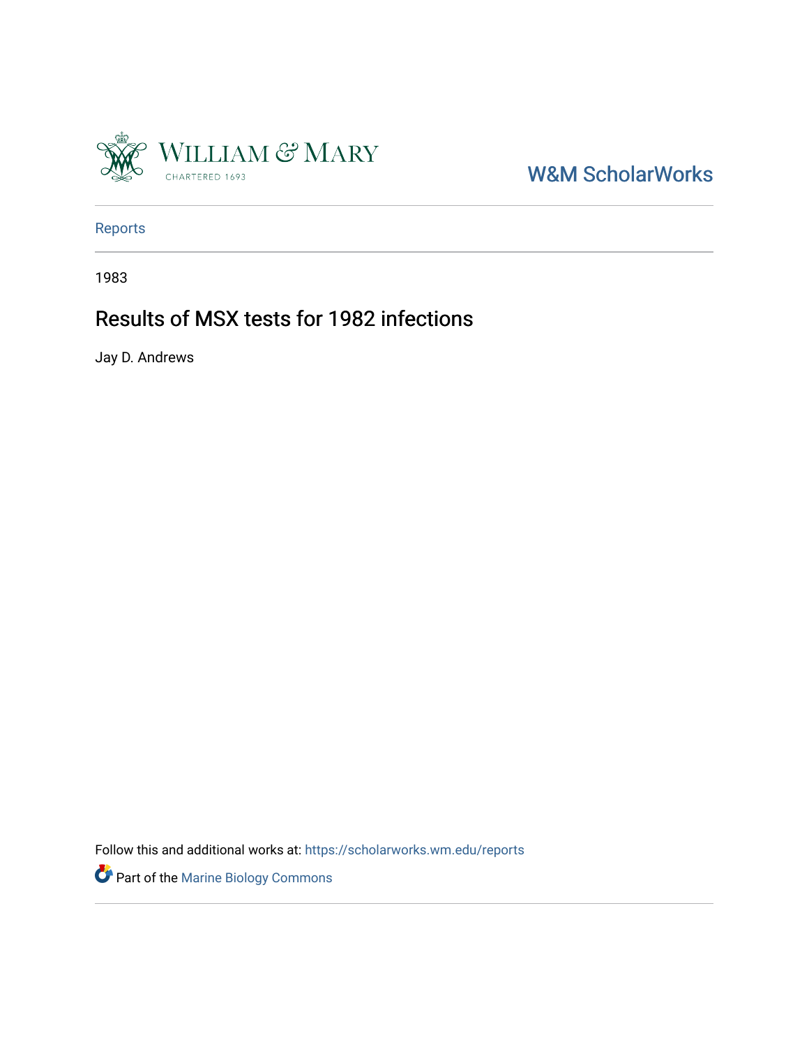W&M ScholarWorks

Reports

1983

# Results of MSX tests for 1982 infections

Jay D. Andrews

Follow this and additional works at: https://scholarworks.wm.edu/reports

Part of the Marine Biology Commons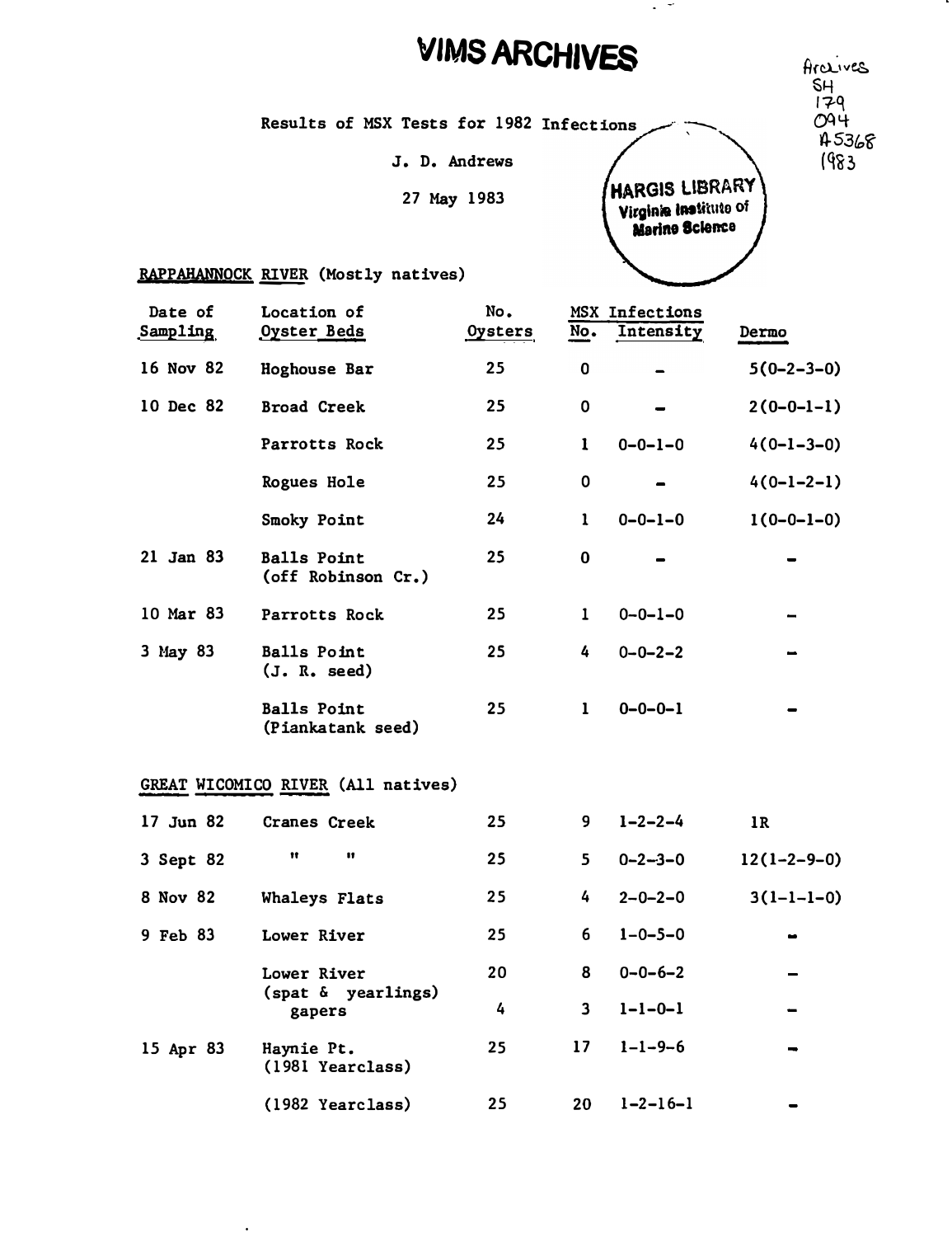# VIMS ARCHIVES

Archives SH 179 O94 A5368 1983

Results of MSX Tests for 1982 Infections

J. D. Andrews

27 May 1983

HARGIS LIBRARY
Virginia Institute of Marine Science

RAPPAHANNOCK RIVER (Mostly natives)

| Date of Sampling | Location of Oyster Beds | No. Oysters | MSX Infections No. | MSX Infections Intensity | Dermo |
|---|---|---|---|---|---|
| 16 Nov 82 | Hoghouse Bar | 25 | 0 | - | 5(0-2-3-0) |
| 10 Dec 82 | Broad Creek | 25 | 0 | - | 2(0-0-1-1) |
| | Parrotts Rock | 25 | 1 | 0-0-1-0 | 4(0-1-3-0) |
| | Rogues Hole | 25 | 0 | - | 4(0-1-2-1) |
| | Smoky Point | 24 | 1 | 0-0-1-0 | 1(0-0-1-0) |
| 21 Jan 83 | Balls Point (off Robinson Cr.) | 25 | 0 | - | - |
| 10 Mar 83 | Parrotts Rock | 25 | 1 | 0-0-1-0 | - |
| 3 May 83 | Balls Point (J. R. seed) | 25 | 4 | 0-0-2-2 | - |
| | Balls Point (Piankatank seed) | 25 | 1 | 0-0-0-1 | - |

GREAT WICOMICO RIVER (All natives)

| Date of Sampling | Location of Oyster Beds | No. Oysters | MSX Infections No. | MSX Infections Intensity | Dermo |
|---|---|---|---|---|---|
| 17 Jun 82 | Cranes Creek | 25 | 9 | 1-2-2-4 | 1R |
| 3 Sept 82 | " " | 25 | 5 | 0-2-3-0 | 12(1-2-9-0) |
| 8 Nov 82 | Whaleys Flats | 25 | 4 | 2-0-2-0 | 3(1-1-1-0) |
| 9 Feb 83 | Lower River | 25 | 6 | 1-0-5-0 | - |
| | Lower River (spat & yearlings) | 20 | 8 | 0-0-6-2 | - |
| | gapers | 4 | 3 | 1-1-0-1 | - |
| 15 Apr 83 | Haynie Pt. (1981 Yearclass) | 25 | 17 | 1-1-9-6 | - |
| | (1982 Yearclass) | 25 | 20 | 1-2-16-1 | - |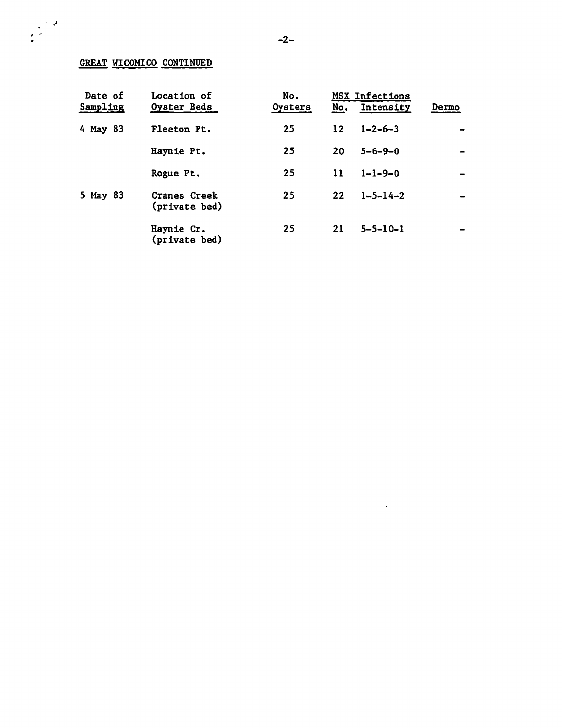GREAT WICOMICO CONTINUED

| Date of Sampling | Location of Oyster Beds | No. Oysters | MSX Infections | | Dermo |
|---|---|---|---|---|---|
| | | | No. | Intensity | |
| 4 May 83 | Fleeton Pt. | 25 | 12 | 1-2-6-3 | - |
| | Haynie Pt. | 25 | 20 | 5-6-9-0 | - |
| | Rogue Pt. | 25 | 11 | 1-1-9-0 | - |
| 5 May 83 | Cranes Creek (private bed) | 25 | 22 | 1-5-14-2 | - |
| | Haynie Cr. (private bed) | 25 | 21 | 5-5-10-1 | - |